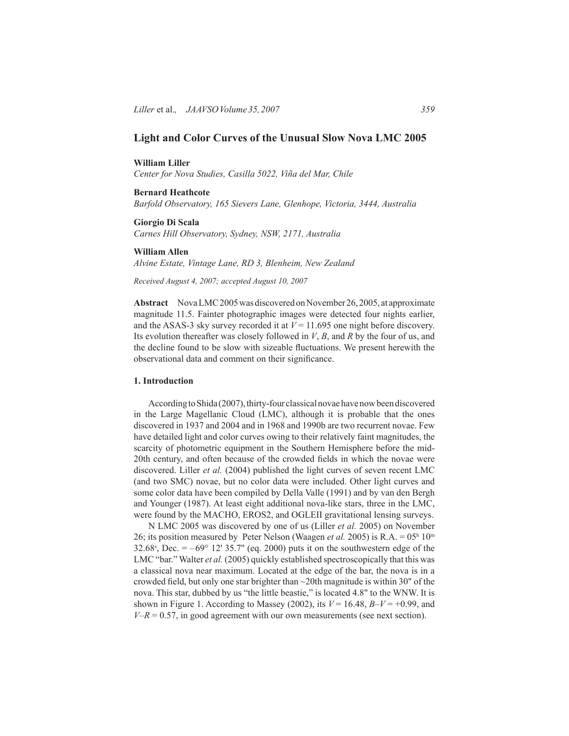# Light and Color Curves of the Unusual Slow Nova LMC 2005

**William Liller**
*Center for Nova Studies, Casilla 5022, Viña del Mar, Chile*

**Bernard Heathcote**
*Barfold Observatory, 165 Sievers Lane, Glenhope, Victoria, 3444, Australia*

**Giorgio Di Scala**
*Carnes Hill Observatory, Sydney, NSW, 2171, Australia*

**William Allen**
*Alvine Estate, Vintage Lane, RD 3, Blenheim, New Zealand*

*Received August 4, 2007; accepted August 10, 2007*

**Abstract** Nova LMC 2005 was discovered on November 26, 2005, at approximate magnitude 11.5. Fainter photographic images were detected four nights earlier, and the ASAS-3 sky survey recorded it at $V = 11.695$ one night before discovery. Its evolution thereafter was closely followed in $V$, $B$, and $R$ by the four of us, and the decline found to be slow with sizeable fluctuations. We present herewith the observational data and comment on their significance.

## 1. Introduction

According to Shida (2007), thirty-four classical novae have now been discovered in the Large Magellanic Cloud (LMC), although it is probable that the ones discovered in 1937 and 2004 and in 1968 and 1990b are two recurrent novae. Few have detailed light and color curves owing to their relatively faint magnitudes, the scarcity of photometric equipment in the Southern Hemisphere before the mid-20th century, and often because of the crowded fields in which the novae were discovered. Liller *et al.* (2004) published the light curves of seven recent LMC (and two SMC) novae, but no color data were included. Other light curves and some color data have been compiled by Della Valle (1991) and by van den Bergh and Younger (1987). At least eight additional nova-like stars, three in the LMC, were found by the MACHO, EROS2, and OGLEII gravitational lensing surveys.

N LMC 2005 was discovered by one of us (Liller *et al.* 2005) on November 26; its position measured by Peter Nelson (Waagen *et al.* 2005) is R.A. = $05^h\ 10^m\ 32.68^s$, Dec. = $-69°\ 12'\ 35.7''$ (eq. 2000) puts it on the southwestern edge of the LMC "bar." Walter *et al.* (2005) quickly established spectroscopically that this was a classical nova near maximum. Located at the edge of the bar, the nova is in a crowded field, but only one star brighter than ~20th magnitude is within 30" of the nova. This star, dubbed by us "the little beastie," is located 4.8" to the WNW. It is shown in Figure 1. According to Massey (2002), its $V = 16.48$, $B–V = +0.99$, and $V–R = 0.57$, in good agreement with our own measurements (see next section).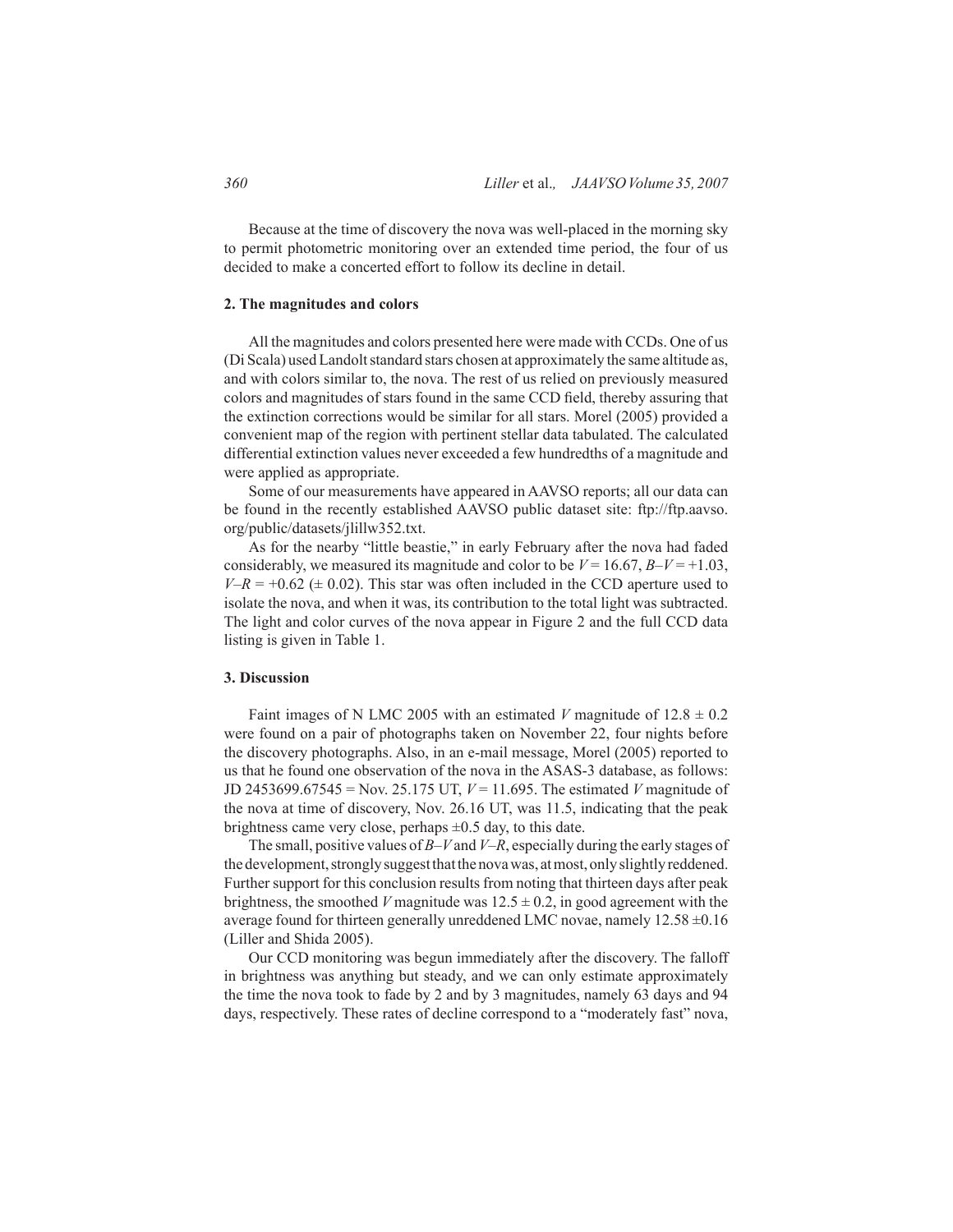Because at the time of discovery the nova was well-placed in the morning sky to permit photometric monitoring over an extended time period, the four of us decided to make a concerted effort to follow its decline in detail.

## 2. The magnitudes and colors

All the magnitudes and colors presented here were made with CCDs. One of us (Di Scala) used Landolt standard stars chosen at approximately the same altitude as, and with colors similar to, the nova. The rest of us relied on previously measured colors and magnitudes of stars found in the same CCD field, thereby assuring that the extinction corrections would be similar for all stars. Morel (2005) provided a convenient map of the region with pertinent stellar data tabulated. The calculated differential extinction values never exceeded a few hundredths of a magnitude and were applied as appropriate.

Some of our measurements have appeared in AAVSO reports; all our data can be found in the recently established AAVSO public dataset site: ftp://ftp.aavso.org/public/datasets/jlillw352.txt.

As for the nearby "little beastie," in early February after the nova had faded considerably, we measured its magnitude and color to be $V = 16.67$, $B–V = +1.03$, $V–R = +0.62$ ($\pm$ 0.02). This star was often included in the CCD aperture used to isolate the nova, and when it was, its contribution to the total light was subtracted. The light and color curves of the nova appear in Figure 2 and the full CCD data listing is given in Table 1.

## 3. Discussion

Faint images of N LMC 2005 with an estimated $V$ magnitude of $12.8 \pm 0.2$ were found on a pair of photographs taken on November 22, four nights before the discovery photographs. Also, in an e-mail message, Morel (2005) reported to us that he found one observation of the nova in the ASAS-3 database, as follows: JD 2453699.67545 = Nov. 25.175 UT, $V = 11.695$. The estimated $V$ magnitude of the nova at time of discovery, Nov. 26.16 UT, was 11.5, indicating that the peak brightness came very close, perhaps $\pm$0.5 day, to this date.

The small, positive values of $B–V$ and $V–R$, especially during the early stages of the development, strongly suggest that the nova was, at most, only slightly reddened. Further support for this conclusion results from noting that thirteen days after peak brightness, the smoothed $V$ magnitude was $12.5 \pm 0.2$, in good agreement with the average found for thirteen generally unreddened LMC novae, namely $12.58 \pm 0.16$ (Liller and Shida 2005).

Our CCD monitoring was begun immediately after the discovery. The falloff in brightness was anything but steady, and we can only estimate approximately the time the nova took to fade by 2 and by 3 magnitudes, namely 63 days and 94 days, respectively. These rates of decline correspond to a "moderately fast" nova,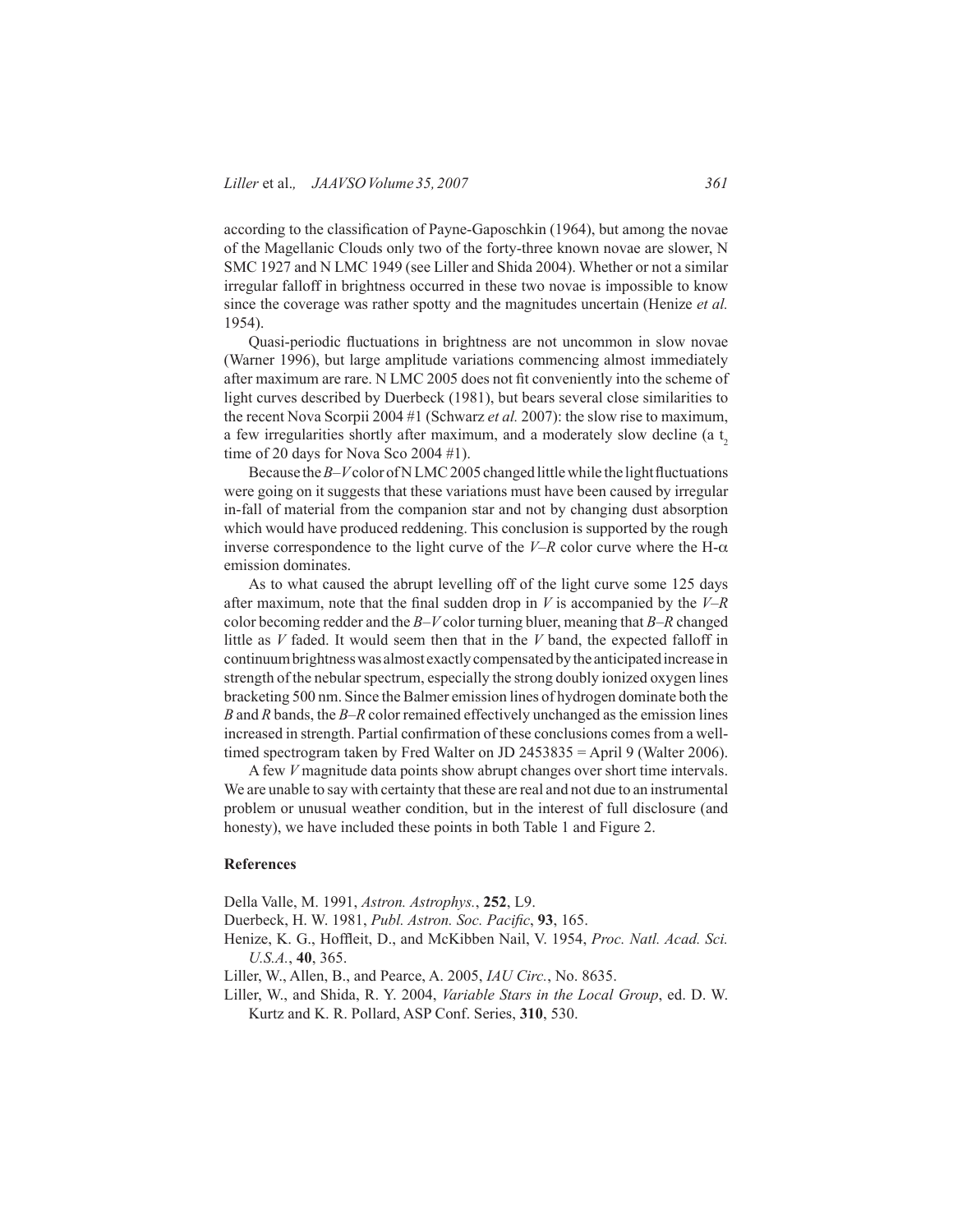according to the classification of Payne-Gaposchkin (1964), but among the novae of the Magellanic Clouds only two of the forty-three known novae are slower, N SMC 1927 and N LMC 1949 (see Liller and Shida 2004). Whether or not a similar irregular falloff in brightness occurred in these two novae is impossible to know since the coverage was rather spotty and the magnitudes uncertain (Henize *et al.* 1954).

Quasi-periodic fluctuations in brightness are not uncommon in slow novae (Warner 1996), but large amplitude variations commencing almost immediately after maximum are rare. N LMC 2005 does not fit conveniently into the scheme of light curves described by Duerbeck (1981), but bears several close similarities to the recent Nova Scorpii 2004 #1 (Schwarz *et al.* 2007): the slow rise to maximum, a few irregularities shortly after maximum, and a moderately slow decline (a $t_2$ time of 20 days for Nova Sco 2004 #1).

Because the *B–V* color of N LMC 2005 changed little while the light fluctuations were going on it suggests that these variations must have been caused by irregular in-fall of material from the companion star and not by changing dust absorption which would have produced reddening. This conclusion is supported by the rough inverse correspondence to the light curve of the *V–R* color curve where the H-$\alpha$ emission dominates.

As to what caused the abrupt levelling off of the light curve some 125 days after maximum, note that the final sudden drop in *V* is accompanied by the *V–R* color becoming redder and the *B–V* color turning bluer, meaning that *B–R* changed little as *V* faded. It would seem then that in the *V* band, the expected falloff in continuum brightness was almost exactly compensated by the anticipated increase in strength of the nebular spectrum, especially the strong doubly ionized oxygen lines bracketing 500 nm. Since the Balmer emission lines of hydrogen dominate both the *B* and *R* bands, the *B–R* color remained effectively unchanged as the emission lines increased in strength. Partial confirmation of these conclusions comes from a well-timed spectrogram taken by Fred Walter on JD 2453835 = April 9 (Walter 2006).

A few *V* magnitude data points show abrupt changes over short time intervals. We are unable to say with certainty that these are real and not due to an instrumental problem or unusual weather condition, but in the interest of full disclosure (and honesty), we have included these points in both Table 1 and Figure 2.

## References

Della Valle, M. 1991, *Astron. Astrophys.*, **252**, L9.

Duerbeck, H. W. 1981, *Publ. Astron. Soc. Pacific*, **93**, 165.

Henize, K. G., Hoffleit, D., and McKibben Nail, V. 1954, *Proc. Natl. Acad. Sci. U.S.A.*, **40**, 365.

Liller, W., Allen, B., and Pearce, A. 2005, *IAU Circ.*, No. 8635.

Liller, W., and Shida, R. Y. 2004, *Variable Stars in the Local Group*, ed. D. W. Kurtz and K. R. Pollard, ASP Conf. Series, **310**, 530.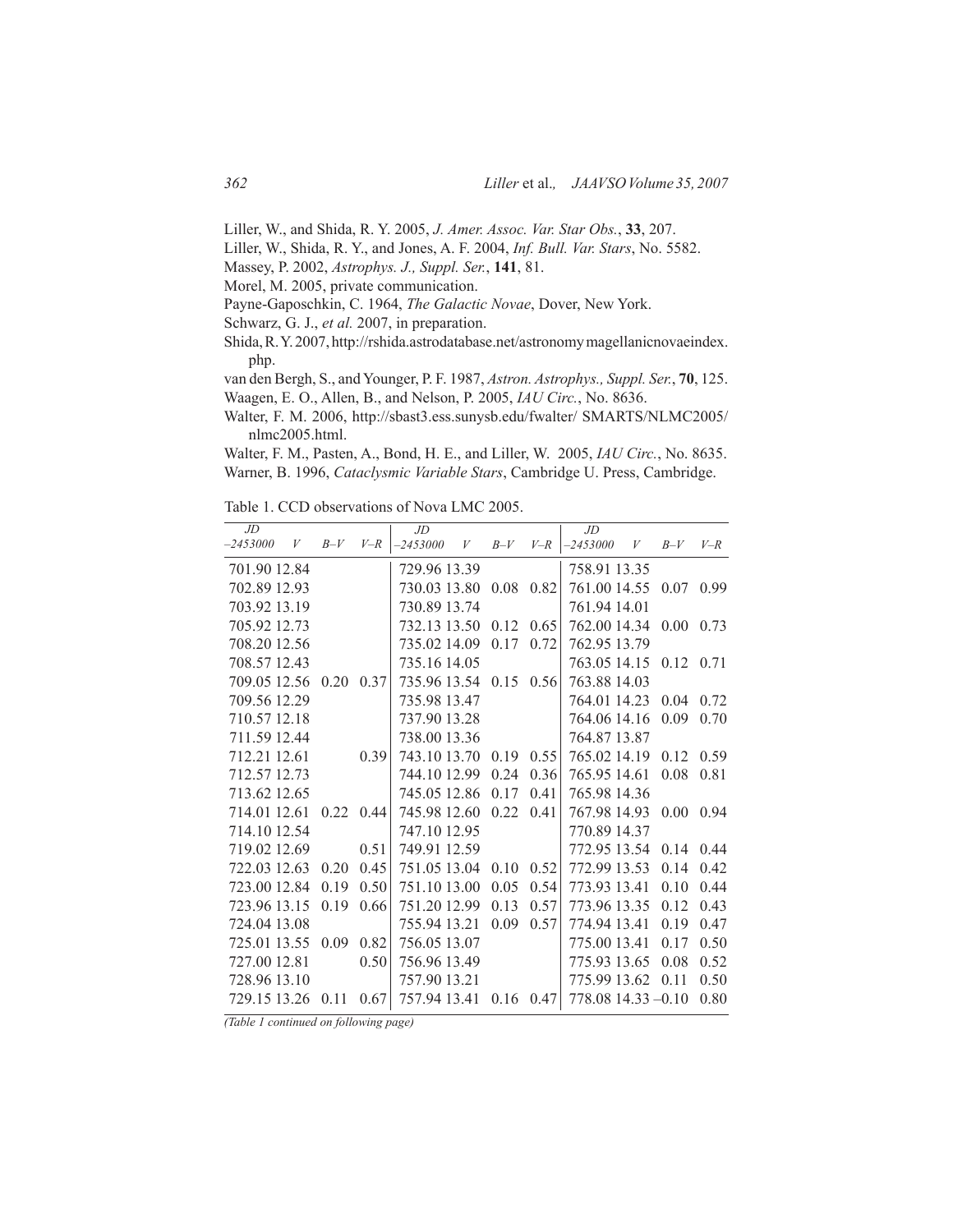Liller, W., and Shida, R. Y. 2005, *J. Amer. Assoc. Var. Star Obs.*, **33**, 207.

Liller, W., Shida, R. Y., and Jones, A. F. 2004, *Inf. Bull. Var. Stars*, No. 5582.

Massey, P. 2002, *Astrophys. J., Suppl. Ser.*, **141**, 81.

Morel, M. 2005, private communication.

Payne-Gaposchkin, C. 1964, *The Galactic Novae*, Dover, New York.

Schwarz, G. J., *et al.* 2007, in preparation.

Shida, R. Y. 2007, http://rshida.astrodatabase.net/astronomy magellanicnovaeindex.php.

van den Bergh, S., and Younger, P. F. 1987, *Astron. Astrophys., Suppl. Ser.*, **70**, 125.

Waagen, E. O., Allen, B., and Nelson, P. 2005, *IAU Circ.*, No. 8636.

Walter, F. M. 2006, http://sbast3.ess.sunysb.edu/fwalter/ SMARTS/NLMC2005/nlmc2005.html.

Walter, F. M., Pasten, A., Bond, H. E., and Liller, W. 2005, *IAU Circ.*, No. 8635.

Warner, B. 1996, *Cataclysmic Variable Stars*, Cambridge U. Press, Cambridge.

Table 1. CCD observations of Nova LMC 2005.

| *JD* –2453000 | *V* | *B–V* | *V–R* | *JD* –2453000 | *V* | *B–V* | *V–R* | *JD* –2453000 | *V* | *B–V* | *V–R* |
|---|---|---|---|---|---|---|---|---|---|---|---|
| 701.90 | 12.84 | | | 729.96 | 13.39 | | | 758.91 | 13.35 | | |
| 702.89 | 12.93 | | | 730.03 | 13.80 | 0.08 | 0.82 | 761.00 | 14.55 | 0.07 | 0.99 |
| 703.92 | 13.19 | | | 730.89 | 13.74 | | | 761.94 | 14.01 | | |
| 705.92 | 12.73 | | | 732.13 | 13.50 | 0.12 | 0.65 | 762.00 | 14.34 | 0.00 | 0.73 |
| 708.20 | 12.56 | | | 735.02 | 14.09 | 0.17 | 0.72 | 762.95 | 13.79 | | |
| 708.57 | 12.43 | | | 735.16 | 14.05 | | | 763.05 | 14.15 | 0.12 | 0.71 |
| 709.05 | 12.56 | 0.20 | 0.37 | 735.96 | 13.54 | 0.15 | 0.56 | 763.88 | 14.03 | | |
| 709.56 | 12.29 | | | 735.98 | 13.47 | | | 764.01 | 14.23 | 0.04 | 0.72 |
| 710.57 | 12.18 | | | 737.90 | 13.28 | | | 764.06 | 14.16 | 0.09 | 0.70 |
| 711.59 | 12.44 | | | 738.00 | 13.36 | | | 764.87 | 13.87 | | |
| 712.21 | 12.61 | | 0.39 | 743.10 | 13.70 | 0.19 | 0.55 | 765.02 | 14.19 | 0.12 | 0.59 |
| 712.57 | 12.73 | | | 744.10 | 12.99 | 0.24 | 0.36 | 765.95 | 14.61 | 0.08 | 0.81 |
| 713.62 | 12.65 | | | 745.05 | 12.86 | 0.17 | 0.41 | 765.98 | 14.36 | | |
| 714.01 | 12.61 | 0.22 | 0.44 | 745.98 | 12.60 | 0.22 | 0.41 | 767.98 | 14.93 | 0.00 | 0.94 |
| 714.10 | 12.54 | | | 747.10 | 12.95 | | | 770.89 | 14.37 | | |
| 719.02 | 12.69 | | 0.51 | 749.91 | 12.59 | | | 772.95 | 13.54 | 0.14 | 0.44 |
| 722.03 | 12.63 | 0.20 | 0.45 | 751.05 | 13.04 | 0.10 | 0.52 | 772.99 | 13.53 | 0.14 | 0.42 |
| 723.00 | 12.84 | 0.19 | 0.50 | 751.10 | 13.00 | 0.05 | 0.54 | 773.93 | 13.41 | 0.10 | 0.44 |
| 723.96 | 13.15 | 0.19 | 0.66 | 751.20 | 12.99 | 0.13 | 0.57 | 773.96 | 13.35 | 0.12 | 0.43 |
| 724.04 | 13.08 | | | 755.94 | 13.21 | 0.09 | 0.57 | 774.94 | 13.41 | 0.19 | 0.47 |
| 725.01 | 13.55 | 0.09 | 0.82 | 756.05 | 13.07 | | | 775.00 | 13.41 | 0.17 | 0.50 |
| 727.00 | 12.81 | | 0.50 | 756.96 | 13.49 | | | 775.93 | 13.65 | 0.08 | 0.52 |
| 728.96 | 13.10 | | | 757.90 | 13.21 | | | 775.99 | 13.62 | 0.11 | 0.50 |
| 729.15 | 13.26 | 0.11 | 0.67 | 757.94 | 13.41 | 0.16 | 0.47 | 778.08 | 14.33 | –0.10 | 0.80 |

*(Table 1 continued on following page)*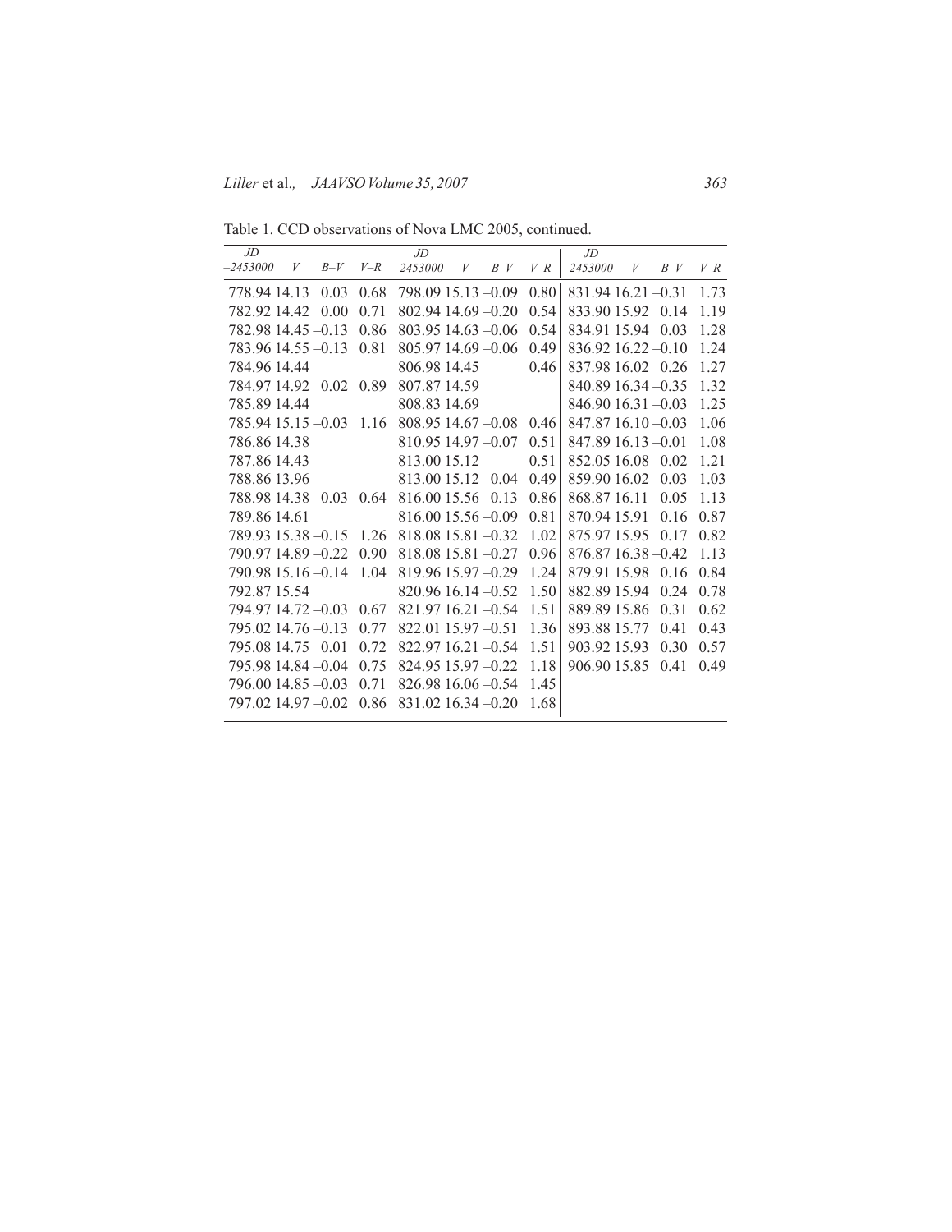Table 1. CCD observations of Nova LMC 2005, continued.

| *JD* –2453000 | *V* | *B–V* | *V–R* | *JD* –2453000 | *V* | *B–V* | *V–R* | *JD* –2453000 | *V* | *B–V* | *V–R* |
|---|---|---|---|---|---|---|---|---|---|---|---|
| 778.94 | 14.13 | 0.03 | 0.68 | 798.09 | 15.13 | –0.09 | 0.80 | 831.94 | 16.21 | –0.31 | 1.73 |
| 782.92 | 14.42 | 0.00 | 0.71 | 802.94 | 14.69 | –0.20 | 0.54 | 833.90 | 15.92 | 0.14 | 1.19 |
| 782.98 | 14.45 | –0.13 | 0.86 | 803.95 | 14.63 | –0.06 | 0.54 | 834.91 | 15.94 | 0.03 | 1.28 |
| 783.96 | 14.55 | –0.13 | 0.81 | 805.97 | 14.69 | –0.06 | 0.49 | 836.92 | 16.22 | –0.10 | 1.24 |
| 784.96 | 14.44 | | | 806.98 | 14.45 | | 0.46 | 837.98 | 16.02 | 0.26 | 1.27 |
| 784.97 | 14.92 | 0.02 | 0.89 | 807.87 | 14.59 | | | 840.89 | 16.34 | –0.35 | 1.32 |
| 785.89 | 14.44 | | | 808.83 | 14.69 | | | 846.90 | 16.31 | –0.03 | 1.25 |
| 785.94 | 15.15 | –0.03 | 1.16 | 808.95 | 14.67 | –0.08 | 0.46 | 847.87 | 16.10 | –0.03 | 1.06 |
| 786.86 | 14.38 | | | 810.95 | 14.97 | –0.07 | 0.51 | 847.89 | 16.13 | –0.01 | 1.08 |
| 787.86 | 14.43 | | | 813.00 | 15.12 | | 0.51 | 852.05 | 16.08 | 0.02 | 1.21 |
| 788.86 | 13.96 | | | 813.00 | 15.12 | 0.04 | 0.49 | 859.90 | 16.02 | –0.03 | 1.03 |
| 788.98 | 14.38 | 0.03 | 0.64 | 816.00 | 15.56 | –0.13 | 0.86 | 868.87 | 16.11 | –0.05 | 1.13 |
| 789.86 | 14.61 | | | 816.00 | 15.56 | –0.09 | 0.81 | 870.94 | 15.91 | 0.16 | 0.87 |
| 789.93 | 15.38 | –0.15 | 1.26 | 818.08 | 15.81 | –0.32 | 1.02 | 875.97 | 15.95 | 0.17 | 0.82 |
| 790.97 | 14.89 | –0.22 | 0.90 | 818.08 | 15.81 | –0.27 | 0.96 | 876.87 | 16.38 | –0.42 | 1.13 |
| 790.98 | 15.16 | –0.14 | 1.04 | 819.96 | 15.97 | –0.29 | 1.24 | 879.91 | 15.98 | 0.16 | 0.84 |
| 792.87 | 15.54 | | | 820.96 | 16.14 | –0.52 | 1.50 | 882.89 | 15.94 | 0.24 | 0.78 |
| 794.97 | 14.72 | –0.03 | 0.67 | 821.97 | 16.21 | –0.54 | 1.51 | 889.89 | 15.86 | 0.31 | 0.62 |
| 795.02 | 14.76 | –0.13 | 0.77 | 822.01 | 15.97 | –0.51 | 1.36 | 893.88 | 15.77 | 0.41 | 0.43 |
| 795.08 | 14.75 | 0.01 | 0.72 | 822.97 | 16.21 | –0.54 | 1.51 | 903.92 | 15.93 | 0.30 | 0.57 |
| 795.98 | 14.84 | –0.04 | 0.75 | 824.95 | 15.97 | –0.22 | 1.18 | 906.90 | 15.85 | 0.41 | 0.49 |
| 796.00 | 14.85 | –0.03 | 0.71 | 826.98 | 16.06 | –0.54 | 1.45 | | | | |
| 797.02 | 14.97 | –0.02 | 0.86 | 831.02 | 16.34 | –0.20 | 1.68 | | | | |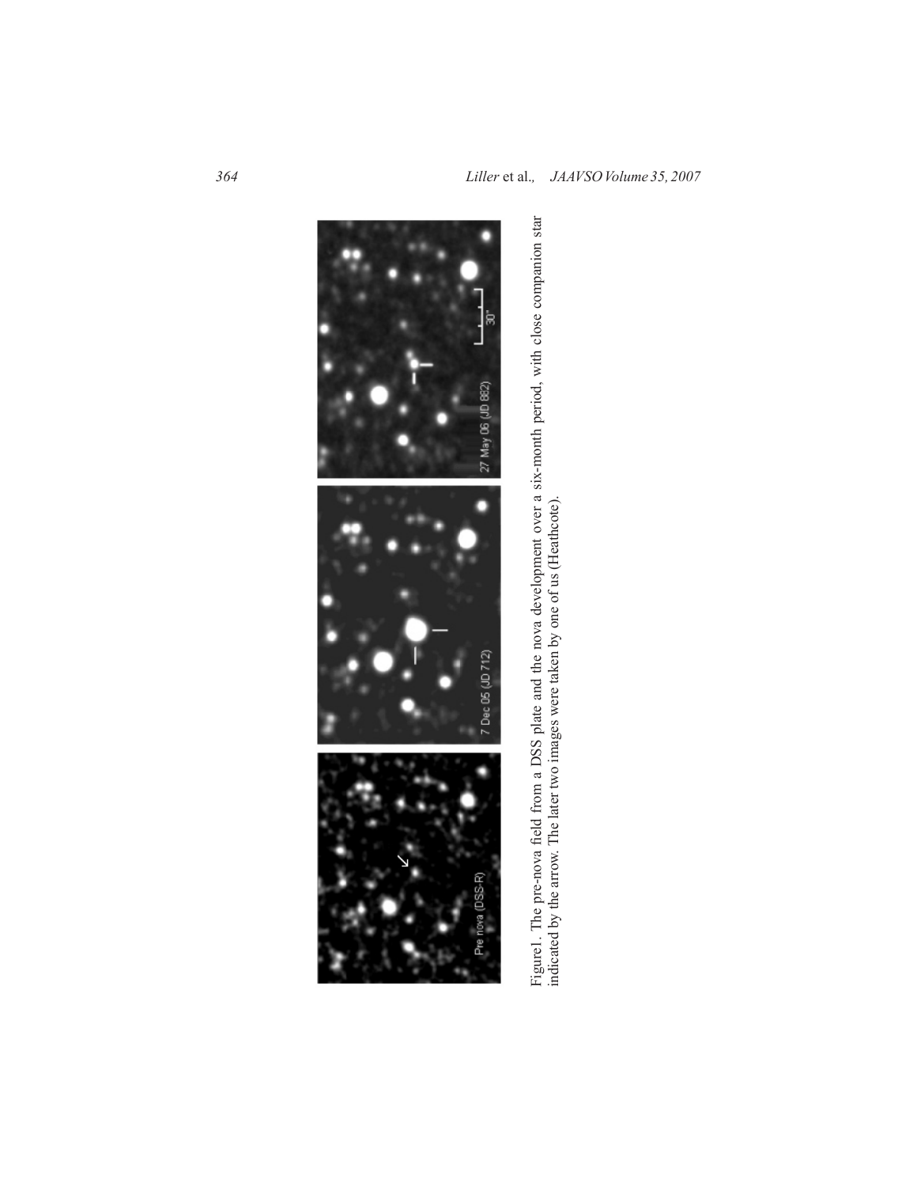Figure1. The pre-nova field from a DSS plate and the nova development over a six-month period, with close companion star indicated by the arrow. The later two images were taken by one of us (Heathcote).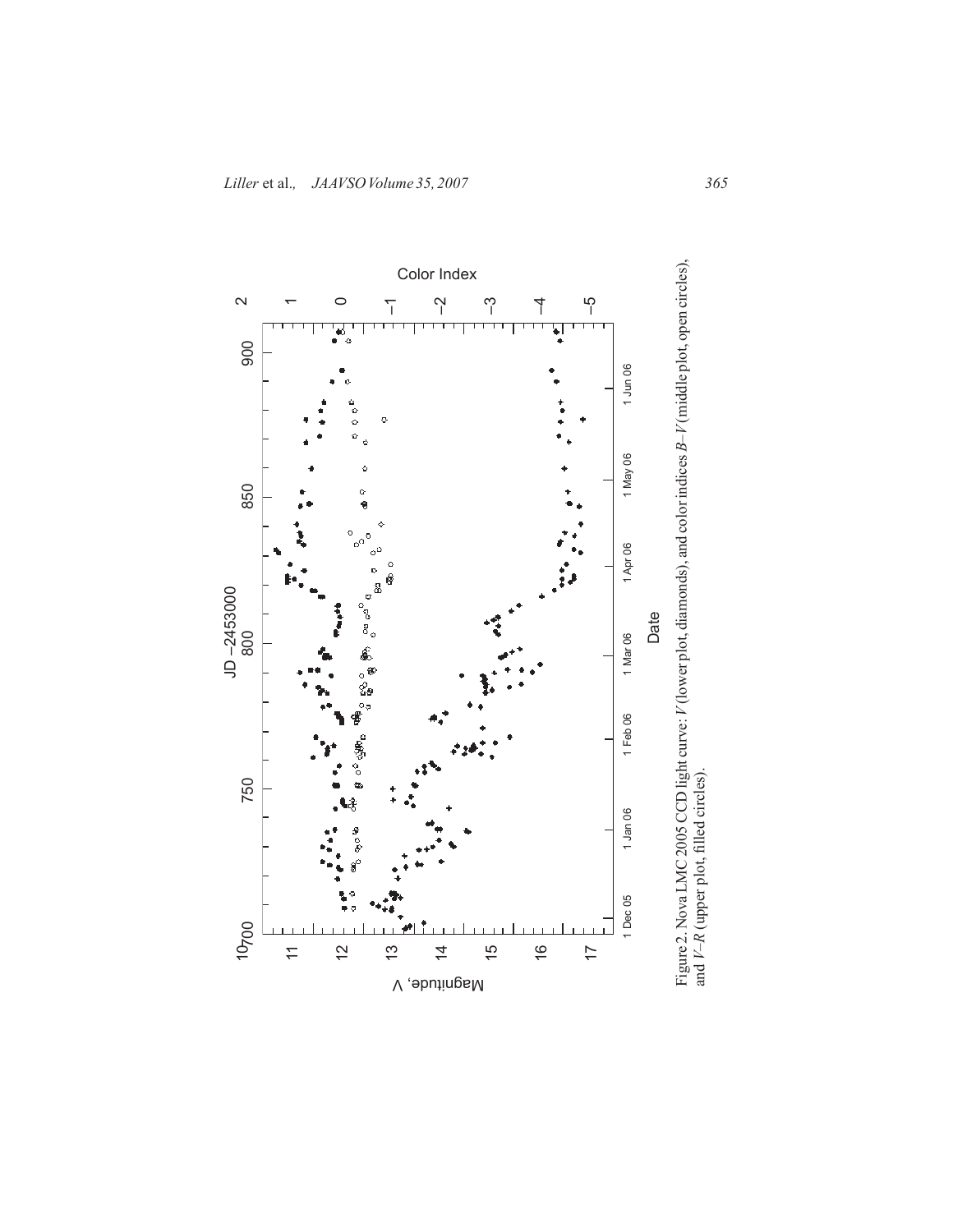JD −2453000

Color Index

Magnitude, V

Date

700 750 800 850 900

10 11 12 13 14 15 16 17

2 1 0 −1 −2 −3 −4 −5

1 Dec 05 1 Jan 06 1 Feb 06 1 Mar 06 1 Apr 06 1 May 06 1 Jun 06

Figure 2. Nova LMC 2005 CCD light curve: *V* (lower plot, diamonds), and color indices *B–V* (middle plot, open circles), and *V–R* (upper plot, filled circles).